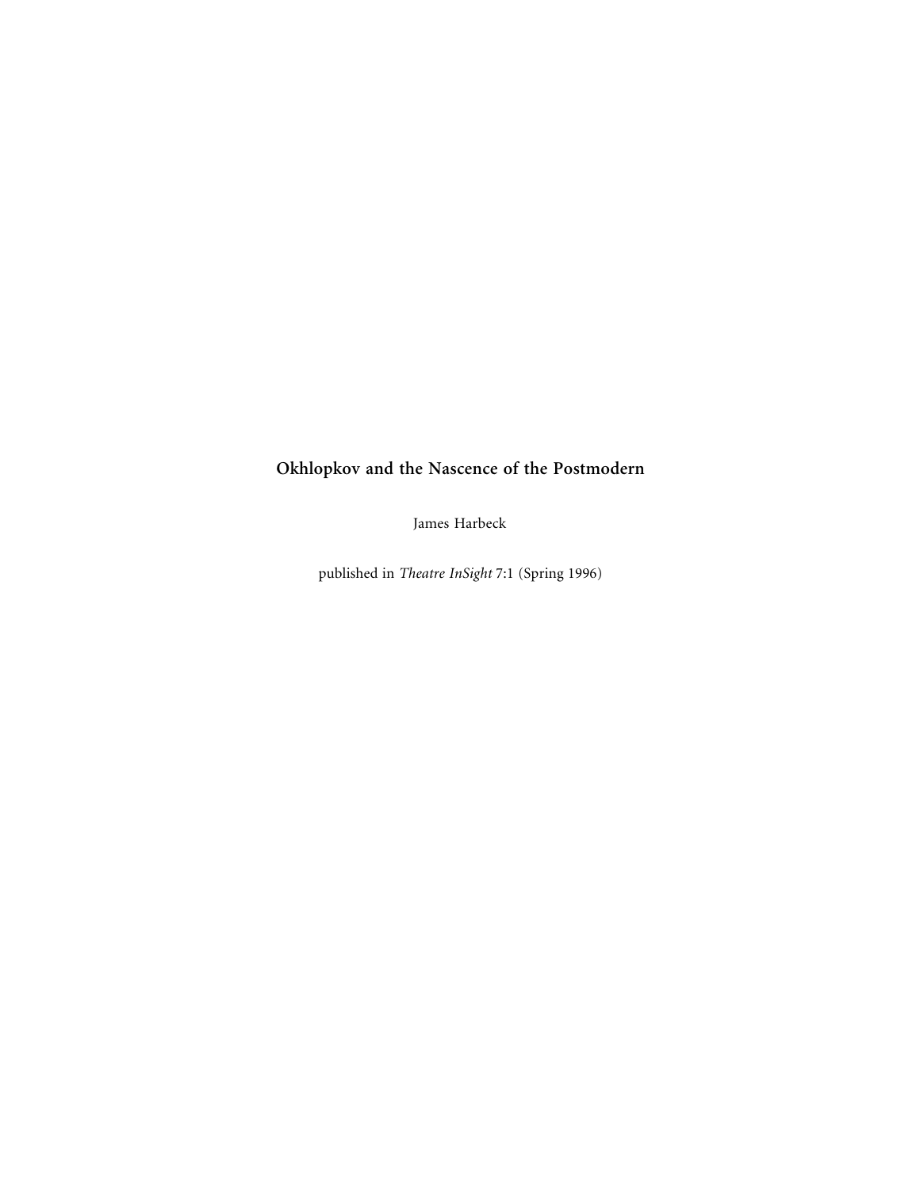# Okhlopkov and the Nascence of the Postmodern

James Harbeck

published in *Theatre InSight* 7:1 (Spring 1996)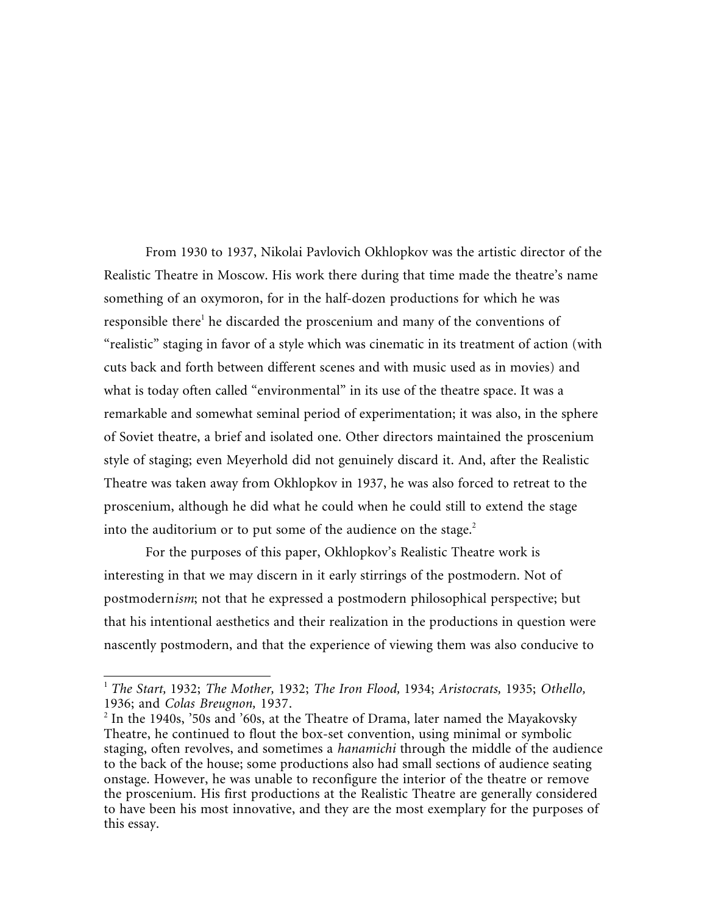From 1930 to 1937, Nikolai Pavlovich Okhlopkov was the artistic director of the Realistic Theatre in Moscow. His work there during that time made the theatre's name something of an oxymoron, for in the half-dozen productions for which he was responsible there[1] he discarded the proscenium and many of the conventions of "realistic" staging in favor of a style which was cinematic in its treatment of action (with cuts back and forth between different scenes and with music used as in movies) and what is today often called "environmental" in its use of the theatre space. It was a remarkable and somewhat seminal period of experimentation; it was also, in the sphere of Soviet theatre, a brief and isolated one. Other directors maintained the proscenium style of staging; even Meyerhold did not genuinely discard it. And, after the Realistic Theatre was taken away from Okhlopkov in 1937, he was also forced to retreat to the proscenium, although he did what he could when he could still to extend the stage into the auditorium or to put some of the audience on the stage.[2]

For the purposes of this paper, Okhlopkov's Realistic Theatre work is interesting in that we may discern in it early stirrings of the postmodern. Not of postmodern*ism*; not that he expressed a postmodern philosophical perspective; but that his intentional aesthetics and their realization in the productions in question were nascently postmodern, and that the experience of viewing them was also conducive to

---

[1] *The Start,* 1932; *The Mother,* 1932; *The Iron Flood,* 1934; *Aristocrats,* 1935; *Othello,* 1936; and *Colas Breugnon,* 1937.

[2] In the 1940s, '50s and '60s, at the Theatre of Drama, later named the Mayakovsky Theatre, he continued to flout the box-set convention, using minimal or symbolic staging, often revolves, and sometimes a *hanamichi* through the middle of the audience to the back of the house; some productions also had small sections of audience seating onstage. However, he was unable to reconfigure the interior of the theatre or remove the proscenium. His first productions at the Realistic Theatre are generally considered to have been his most innovative, and they are the most exemplary for the purposes of this essay.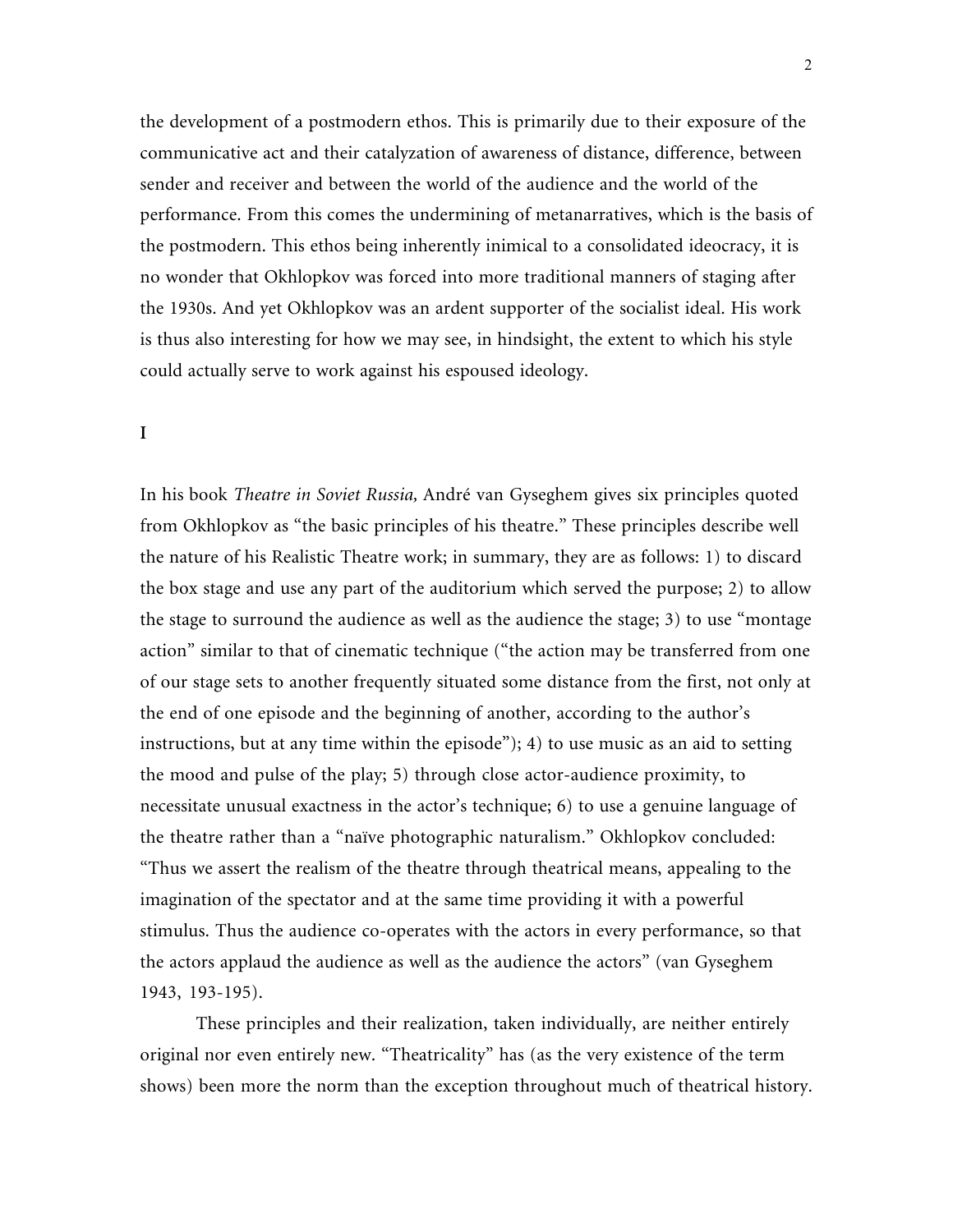the development of a postmodern ethos. This is primarily due to their exposure of the communicative act and their catalyzation of awareness of distance, difference, between sender and receiver and between the world of the audience and the world of the performance. From this comes the undermining of metanarratives, which is the basis of the postmodern. This ethos being inherently inimical to a consolidated ideocracy, it is no wonder that Okhlopkov was forced into more traditional manners of staging after the 1930s. And yet Okhlopkov was an ardent supporter of the socialist ideal. His work is thus also interesting for how we may see, in hindsight, the extent to which his style could actually serve to work against his espoused ideology.

## I

In his book *Theatre in Soviet Russia,* André van Gyseghem gives six principles quoted from Okhlopkov as "the basic principles of his theatre." These principles describe well the nature of his Realistic Theatre work; in summary, they are as follows: 1) to discard the box stage and use any part of the auditorium which served the purpose; 2) to allow the stage to surround the audience as well as the audience the stage; 3) to use "montage action" similar to that of cinematic technique ("the action may be transferred from one of our stage sets to another frequently situated some distance from the first, not only at the end of one episode and the beginning of another, according to the author's instructions, but at any time within the episode"); 4) to use music as an aid to setting the mood and pulse of the play; 5) through close actor-audience proximity, to necessitate unusual exactness in the actor's technique; 6) to use a genuine language of the theatre rather than a "naïve photographic naturalism." Okhlopkov concluded: "Thus we assert the realism of the theatre through theatrical means, appealing to the imagination of the spectator and at the same time providing it with a powerful stimulus. Thus the audience co-operates with the actors in every performance, so that the actors applaud the audience as well as the audience the actors" (van Gyseghem 1943, 193-195).

These principles and their realization, taken individually, are neither entirely original nor even entirely new. "Theatricality" has (as the very existence of the term shows) been more the norm than the exception throughout much of theatrical history.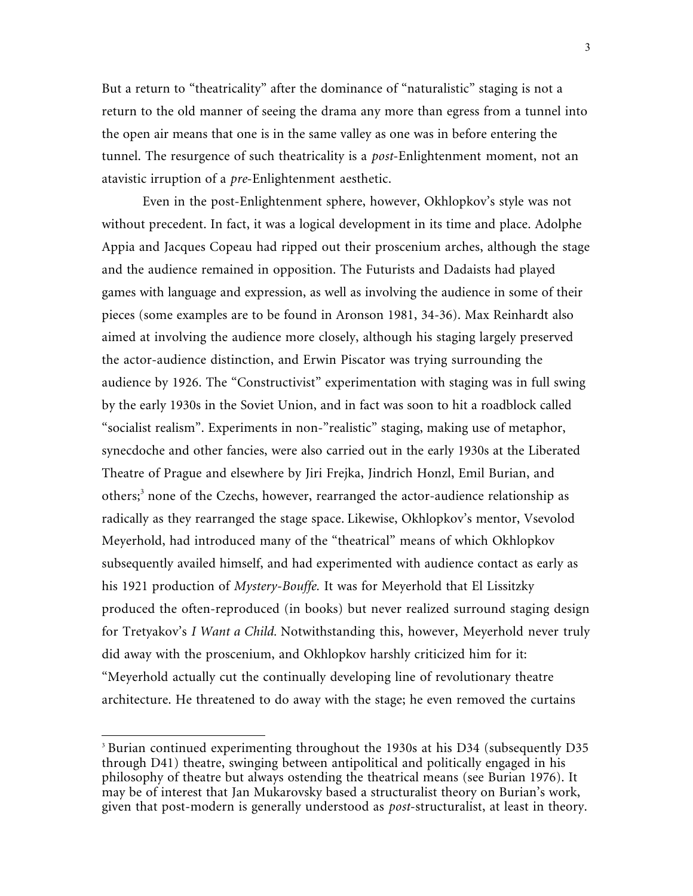But a return to “theatricality” after the dominance of “naturalistic” staging is not a return to the old manner of seeing the drama any more than egress from a tunnel into the open air means that one is in the same valley as one was in before entering the tunnel. The resurgence of such theatricality is a *post*-Enlightenment moment, not an atavistic irruption of a *pre*-Enlightenment aesthetic.

Even in the post-Enlightenment sphere, however, Okhlopkov’s style was not without precedent. In fact, it was a logical development in its time and place. Adolphe Appia and Jacques Copeau had ripped out their proscenium arches, although the stage and the audience remained in opposition. The Futurists and Dadaists had played games with language and expression, as well as involving the audience in some of their pieces (some examples are to be found in Aronson 1981, 34-36). Max Reinhardt also aimed at involving the audience more closely, although his staging largely preserved the actor-audience distinction, and Erwin Piscator was trying surrounding the audience by 1926. The “Constructivist” experimentation with staging was in full swing by the early 1930s in the Soviet Union, and in fact was soon to hit a roadblock called “socialist realism”. Experiments in non-”realistic” staging, making use of metaphor, synecdoche and other fancies, were also carried out in the early 1930s at the Liberated Theatre of Prague and elsewhere by Jiri Frejka, Jindrich Honzl, Emil Burian, and others;[3] none of the Czechs, however, rearranged the actor-audience relationship as radically as they rearranged the stage space. Likewise, Okhlopkov’s mentor, Vsevolod Meyerhold, had introduced many of the “theatrical” means of which Okhlopkov subsequently availed himself, and had experimented with audience contact as early as his 1921 production of *Mystery-Bouffe.* It was for Meyerhold that El Lissitzky produced the often-reproduced (in books) but never realized surround staging design for Tretyakov’s *I Want a Child.* Notwithstanding this, however, Meyerhold never truly did away with the proscenium, and Okhlopkov harshly criticized him for it: “Meyerhold actually cut the continually developing line of revolutionary theatre architecture. He threatened to do away with the stage; he even removed the curtains

---

[3] Burian continued experimenting throughout the 1930s at his D34 (subsequently D35 through D41) theatre, swinging between antipolitical and politically engaged in his philosophy of theatre but always ostending the theatrical means (see Burian 1976). It may be of interest that Jan Mukarovsky based a structuralist theory on Burian’s work, given that post-modern is generally understood as *post*-structuralist, at least in theory.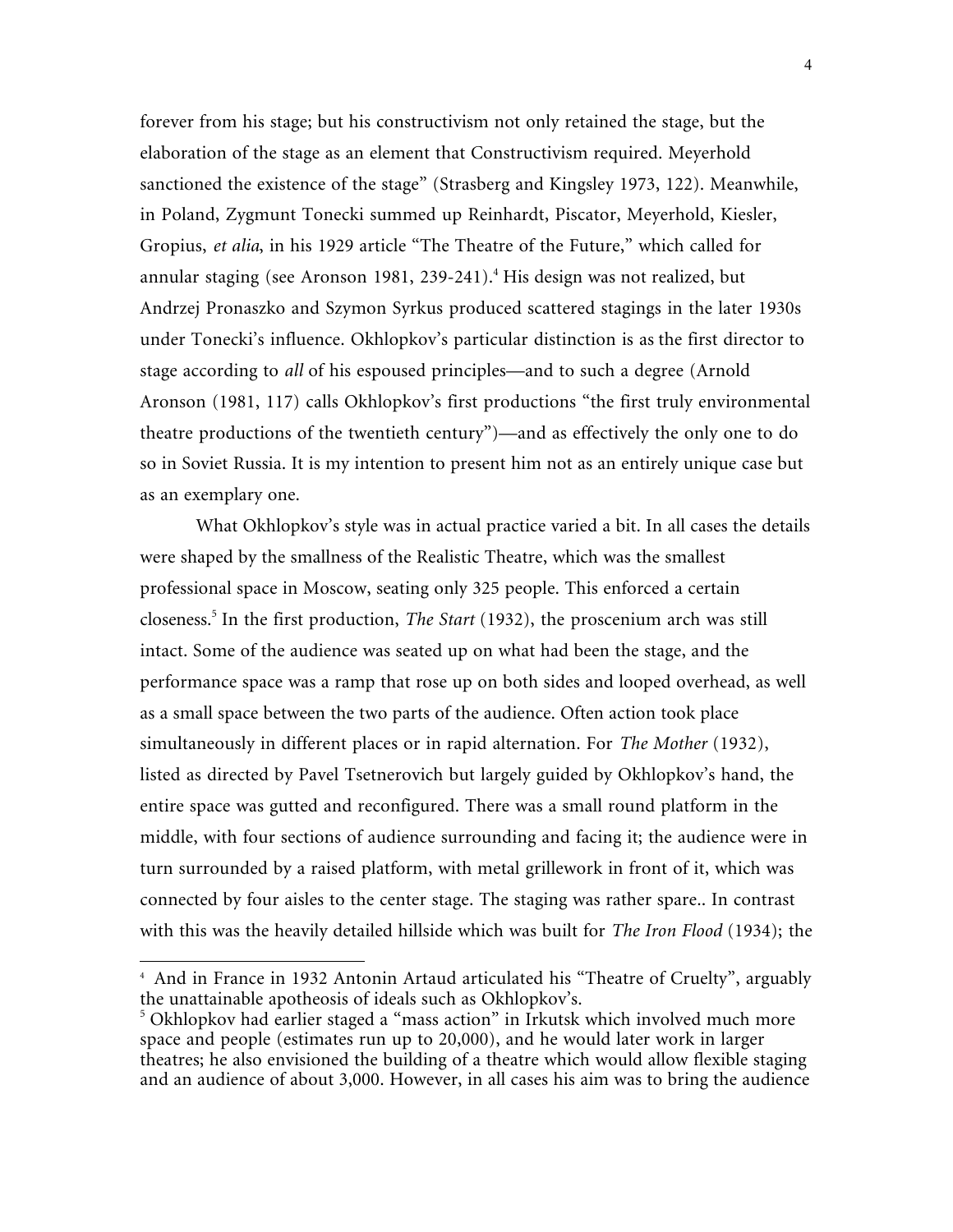forever from his stage; but his constructivism not only retained the stage, but the elaboration of the stage as an element that Constructivism required. Meyerhold sanctioned the existence of the stage" (Strasberg and Kingsley 1973, 122). Meanwhile, in Poland, Zygmunt Tonecki summed up Reinhardt, Piscator, Meyerhold, Kiesler, Gropius, *et alia*, in his 1929 article "The Theatre of the Future," which called for annular staging (see Aronson 1981, 239-241).[4] His design was not realized, but Andrzej Pronaszko and Szymon Syrkus produced scattered stagings in the later 1930s under Tonecki's influence. Okhlopkov's particular distinction is as the first director to stage according to *all* of his espoused principles—and to such a degree (Arnold Aronson (1981, 117) calls Okhlopkov's first productions "the first truly environmental theatre productions of the twentieth century")—and as effectively the only one to do so in Soviet Russia. It is my intention to present him not as an entirely unique case but as an exemplary one.

What Okhlopkov's style was in actual practice varied a bit. In all cases the details were shaped by the smallness of the Realistic Theatre, which was the smallest professional space in Moscow, seating only 325 people. This enforced a certain closeness.[5] In the first production, *The Start* (1932), the proscenium arch was still intact. Some of the audience was seated up on what had been the stage, and the performance space was a ramp that rose up on both sides and looped overhead, as well as a small space between the two parts of the audience. Often action took place simultaneously in different places or in rapid alternation. For *The Mother* (1932), listed as directed by Pavel Tsetnerovich but largely guided by Okhlopkov's hand, the entire space was gutted and reconfigured. There was a small round platform in the middle, with four sections of audience surrounding and facing it; the audience were in turn surrounded by a raised platform, with metal grillework in front of it, which was connected by four aisles to the center stage. The staging was rather spare.. In contrast with this was the heavily detailed hillside which was built for *The Iron Flood* (1934); the

---

[4] And in France in 1932 Antonin Artaud articulated his "Theatre of Cruelty", arguably the unattainable apotheosis of ideals such as Okhlopkov's.

[5] Okhlopkov had earlier staged a "mass action" in Irkutsk which involved much more space and people (estimates run up to 20,000), and he would later work in larger theatres; he also envisioned the building of a theatre which would allow flexible staging and an audience of about 3,000. However, in all cases his aim was to bring the audience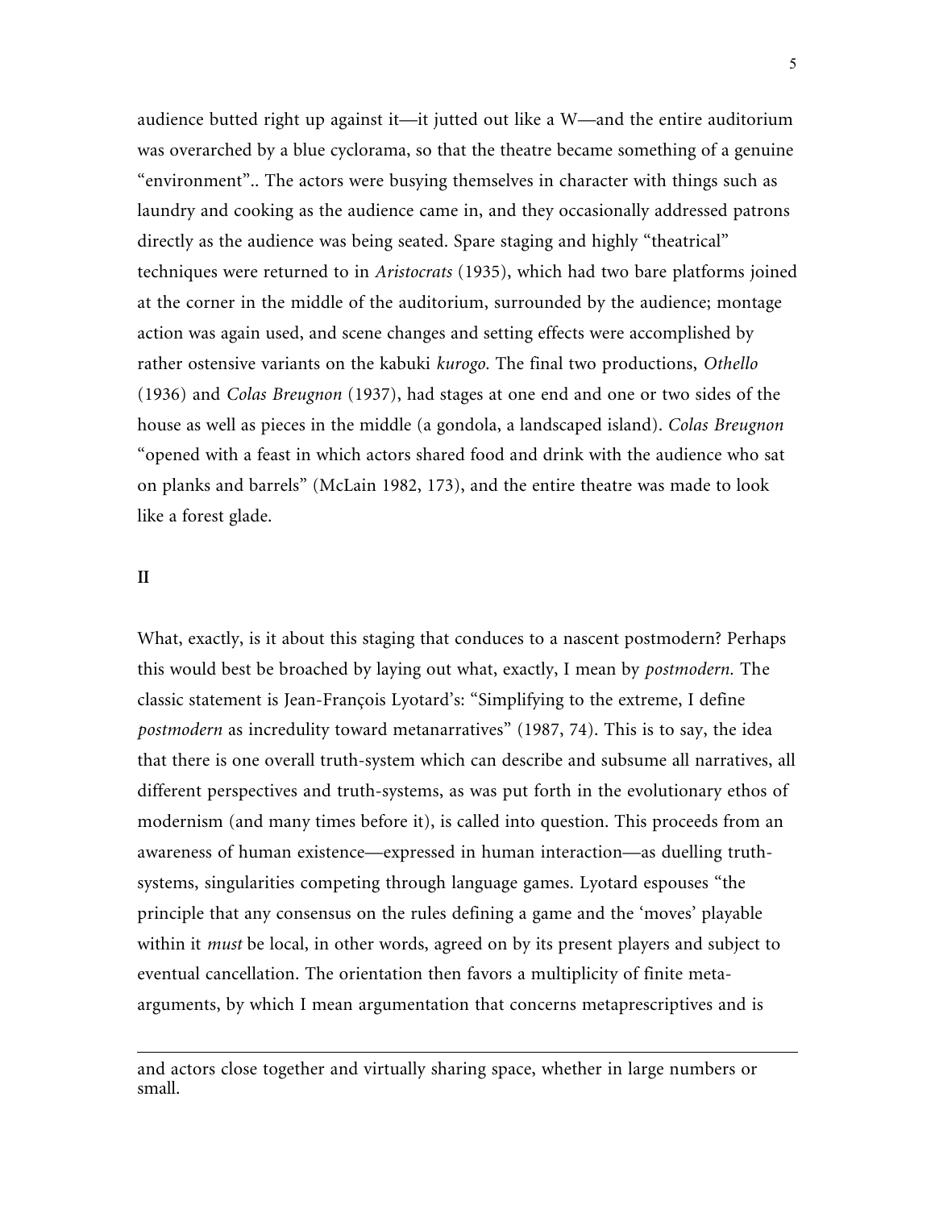audience butted right up against it—it jutted out like a W—and the entire auditorium was overarched by a blue cyclorama, so that the theatre became something of a genuine "environment".. The actors were busying themselves in character with things such as laundry and cooking as the audience came in, and they occasionally addressed patrons directly as the audience was being seated. Spare staging and highly "theatrical" techniques were returned to in *Aristocrats* (1935), which had two bare platforms joined at the corner in the middle of the auditorium, surrounded by the audience; montage action was again used, and scene changes and setting effects were accomplished by rather ostensive variants on the kabuki *kurogo.* The final two productions, *Othello* (1936) and *Colas Breugnon* (1937), had stages at one end and one or two sides of the house as well as pieces in the middle (a gondola, a landscaped island). *Colas Breugnon* "opened with a feast in which actors shared food and drink with the audience who sat on planks and barrels" (McLain 1982, 173), and the entire theatre was made to look like a forest glade.

**II**

What, exactly, is it about this staging that conduces to a nascent postmodern? Perhaps this would best be broached by laying out what, exactly, I mean by *postmodern.* The classic statement is Jean-François Lyotard's: "Simplifying to the extreme, I define *postmodern* as incredulity toward metanarratives" (1987, 74). This is to say, the idea that there is one overall truth-system which can describe and subsume all narratives, all different perspectives and truth-systems, as was put forth in the evolutionary ethos of modernism (and many times before it), is called into question. This proceeds from an awareness of human existence—expressed in human interaction—as duelling truth-systems, singularities competing through language games. Lyotard espouses "the principle that any consensus on the rules defining a game and the 'moves' playable within it *must* be local, in other words, agreed on by its present players and subject to eventual cancellation. The orientation then favors a multiplicity of finite meta-arguments, by which I mean argumentation that concerns metaprescriptives and is

---

and actors close together and virtually sharing space, whether in large numbers or small.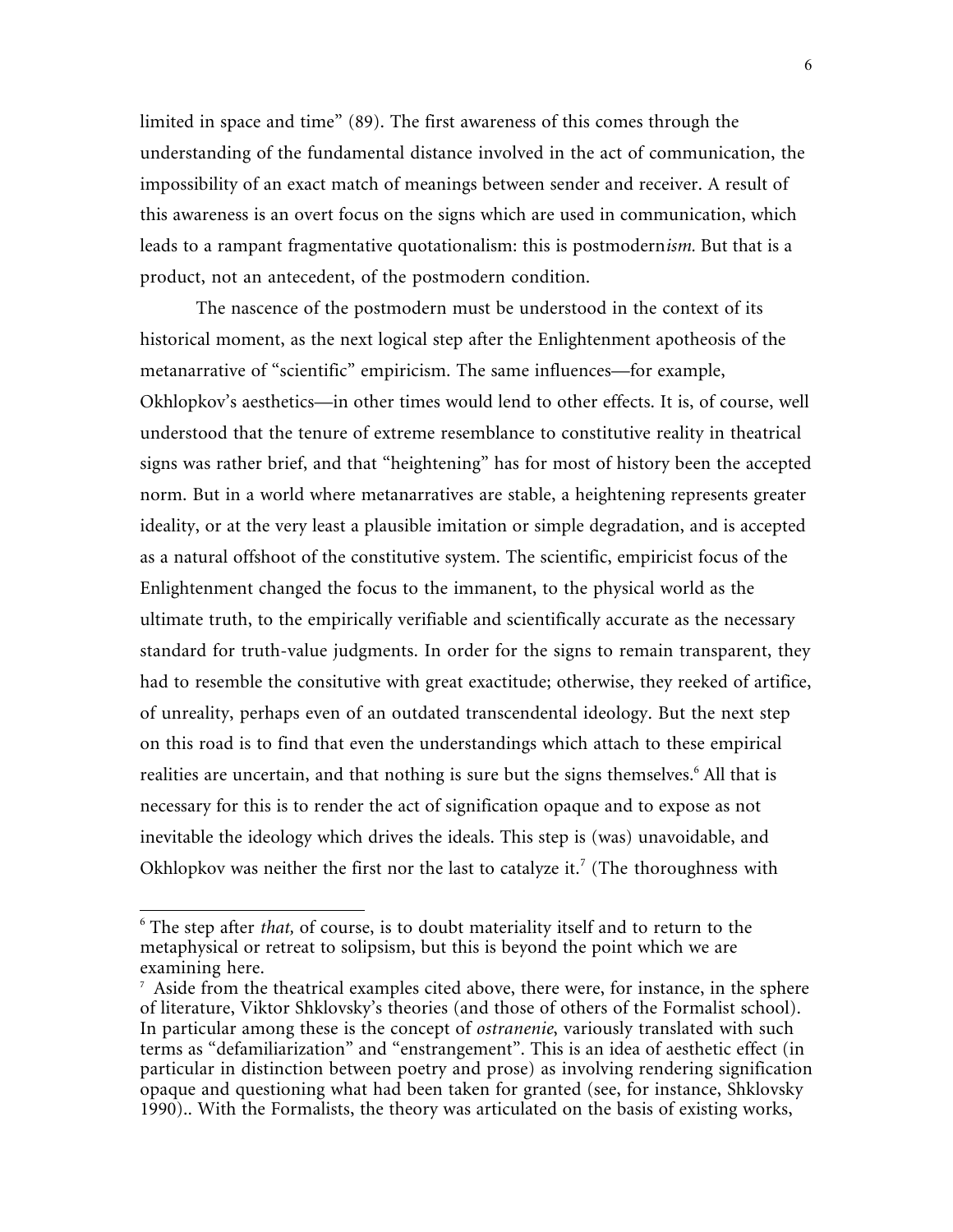limited in space and time" (89). The first awareness of this comes through the understanding of the fundamental distance involved in the act of communication, the impossibility of an exact match of meanings between sender and receiver. A result of this awareness is an overt focus on the signs which are used in communication, which leads to a rampant fragmentative quotationalism: this is postmodern*ism.* But that is a product, not an antecedent, of the postmodern condition.

The nascence of the postmodern must be understood in the context of its historical moment, as the next logical step after the Enlightenment apotheosis of the metanarrative of "scientific" empiricism. The same influences—for example, Okhlopkov's aesthetics—in other times would lend to other effects. It is, of course, well understood that the tenure of extreme resemblance to constitutive reality in theatrical signs was rather brief, and that "heightening" has for most of history been the accepted norm. But in a world where metanarratives are stable, a heightening represents greater ideality, or at the very least a plausible imitation or simple degradation, and is accepted as a natural offshoot of the constitutive system. The scientific, empiricist focus of the Enlightenment changed the focus to the immanent, to the physical world as the ultimate truth, to the empirically verifiable and scientifically accurate as the necessary standard for truth-value judgments. In order for the signs to remain transparent, they had to resemble the consitutive with great exactitude; otherwise, they reeked of artifice, of unreality, perhaps even of an outdated transcendental ideology. But the next step on this road is to find that even the understandings which attach to these empirical realities are uncertain, and that nothing is sure but the signs themselves.[6] All that is necessary for this is to render the act of signification opaque and to expose as not inevitable the ideology which drives the ideals. This step is (was) unavoidable, and Okhlopkov was neither the first nor the last to catalyze it.[7] (The thoroughness with

---

[6] The step after *that,* of course, is to doubt materiality itself and to return to the metaphysical or retreat to solipsism, but this is beyond the point which we are examining here.

[7] Aside from the theatrical examples cited above, there were, for instance, in the sphere of literature, Viktor Shklovsky's theories (and those of others of the Formalist school). In particular among these is the concept of *ostranenie*, variously translated with such terms as "defamiliarization" and "enstrangement". This is an idea of aesthetic effect (in particular in distinction between poetry and prose) as involving rendering signification opaque and questioning what had been taken for granted (see, for instance, Shklovsky 1990).. With the Formalists, the theory was articulated on the basis of existing works,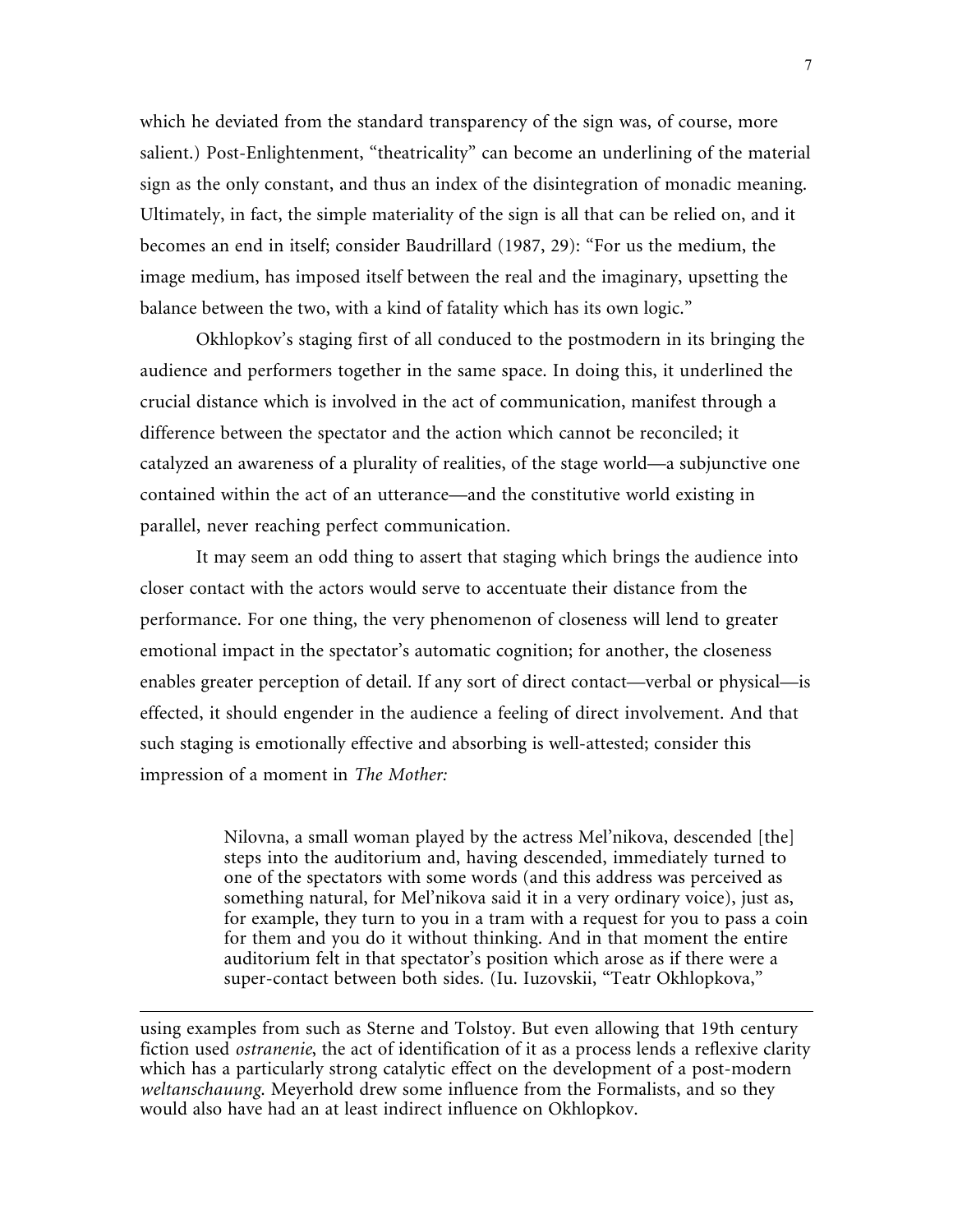which he deviated from the standard transparency of the sign was, of course, more salient.) Post-Enlightenment, "theatricality" can become an underlining of the material sign as the only constant, and thus an index of the disintegration of monadic meaning. Ultimately, in fact, the simple materiality of the sign is all that can be relied on, and it becomes an end in itself; consider Baudrillard (1987, 29): "For us the medium, the image medium, has imposed itself between the real and the imaginary, upsetting the balance between the two, with a kind of fatality which has its own logic."

Okhlopkov's staging first of all conduced to the postmodern in its bringing the audience and performers together in the same space. In doing this, it underlined the crucial distance which is involved in the act of communication, manifest through a difference between the spectator and the action which cannot be reconciled; it catalyzed an awareness of a plurality of realities, of the stage world—a subjunctive one contained within the act of an utterance—and the constitutive world existing in parallel, never reaching perfect communication.

It may seem an odd thing to assert that staging which brings the audience into closer contact with the actors would serve to accentuate their distance from the performance. For one thing, the very phenomenon of closeness will lend to greater emotional impact in the spectator's automatic cognition; for another, the closeness enables greater perception of detail. If any sort of direct contact—verbal or physical—is effected, it should engender in the audience a feeling of direct involvement. And that such staging is emotionally effective and absorbing is well-attested; consider this impression of a moment in *The Mother:*

> Nilovna, a small woman played by the actress Mel'nikova, descended [the] steps into the auditorium and, having descended, immediately turned to one of the spectators with some words (and this address was perceived as something natural, for Mel'nikova said it in a very ordinary voice), just as, for example, they turn to you in a tram with a request for you to pass a coin for them and you do it without thinking. And in that moment the entire auditorium felt in that spectator's position which arose as if there were a super-contact between both sides. (Iu. Iuzovskii, "Teatr Okhlopkova,"

---

using examples from such as Sterne and Tolstoy. But even allowing that 19th century fiction used *ostranenie*, the act of identification of it as a process lends a reflexive clarity which has a particularly strong catalytic effect on the development of a post-modern *weltanschauung*. Meyerhold drew some influence from the Formalists, and so they would also have had an at least indirect influence on Okhlopkov.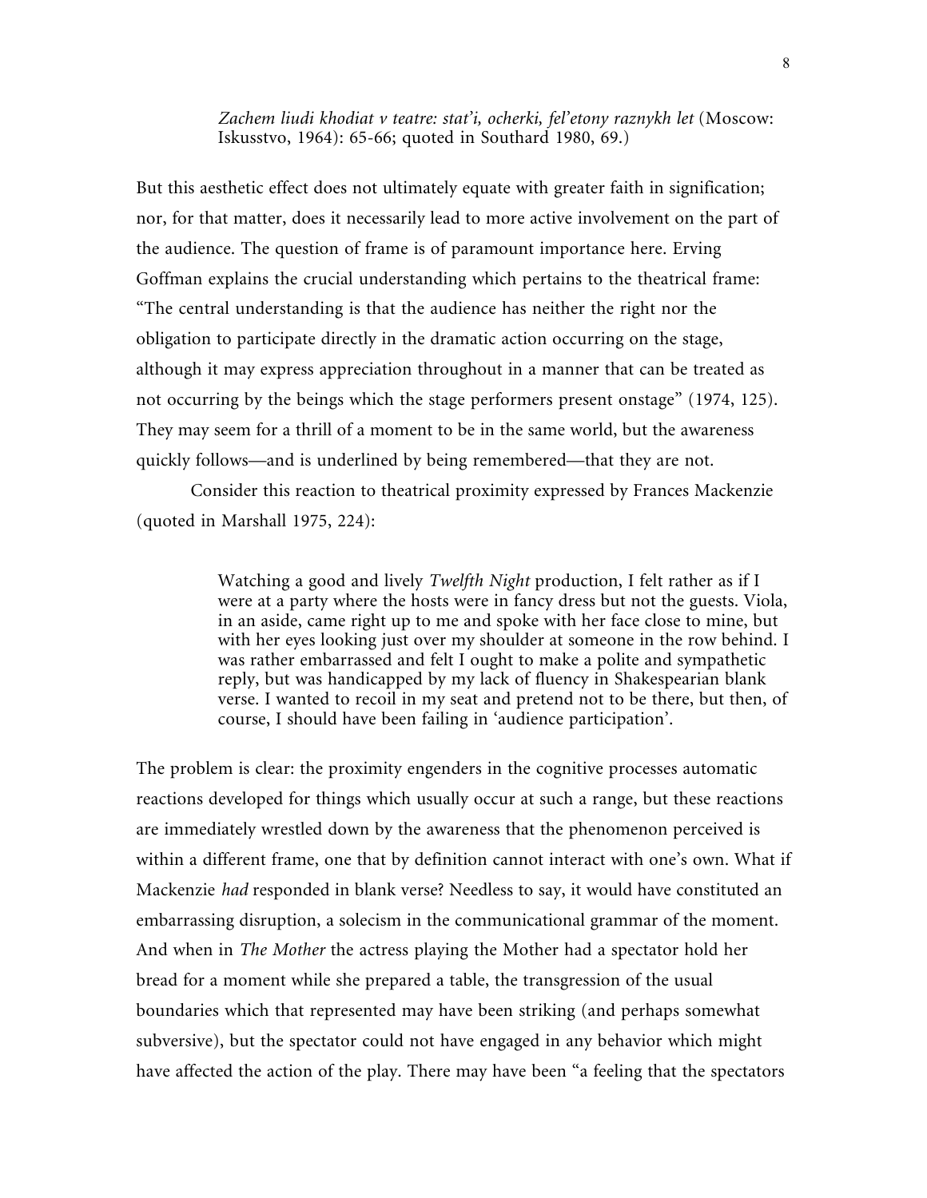> *Zachem liudi khodiat v teatre: stat'i, ocherki, fel'etony raznykh let* (Moscow: Iskusstvo, 1964): 65-66; quoted in Southard 1980, 69.)

But this aesthetic effect does not ultimately equate with greater faith in signification; nor, for that matter, does it necessarily lead to more active involvement on the part of the audience. The question of frame is of paramount importance here. Erving Goffman explains the crucial understanding which pertains to the theatrical frame: "The central understanding is that the audience has neither the right nor the obligation to participate directly in the dramatic action occurring on the stage, although it may express appreciation throughout in a manner that can be treated as not occurring by the beings which the stage performers present onstage" (1974, 125). They may seem for a thrill of a moment to be in the same world, but the awareness quickly follows—and is underlined by being remembered—that they are not.

Consider this reaction to theatrical proximity expressed by Frances Mackenzie (quoted in Marshall 1975, 224):

> Watching a good and lively *Twelfth Night* production, I felt rather as if I were at a party where the hosts were in fancy dress but not the guests. Viola, in an aside, came right up to me and spoke with her face close to mine, but with her eyes looking just over my shoulder at someone in the row behind. I was rather embarrassed and felt I ought to make a polite and sympathetic reply, but was handicapped by my lack of fluency in Shakespearian blank verse. I wanted to recoil in my seat and pretend not to be there, but then, of course, I should have been failing in 'audience participation'.

The problem is clear: the proximity engenders in the cognitive processes automatic reactions developed for things which usually occur at such a range, but these reactions are immediately wrestled down by the awareness that the phenomenon perceived is within a different frame, one that by definition cannot interact with one's own. What if Mackenzie *had* responded in blank verse? Needless to say, it would have constituted an embarrassing disruption, a solecism in the communicational grammar of the moment. And when in *The Mother* the actress playing the Mother had a spectator hold her bread for a moment while she prepared a table, the transgression of the usual boundaries which that represented may have been striking (and perhaps somewhat subversive), but the spectator could not have engaged in any behavior which might have affected the action of the play. There may have been "a feeling that the spectators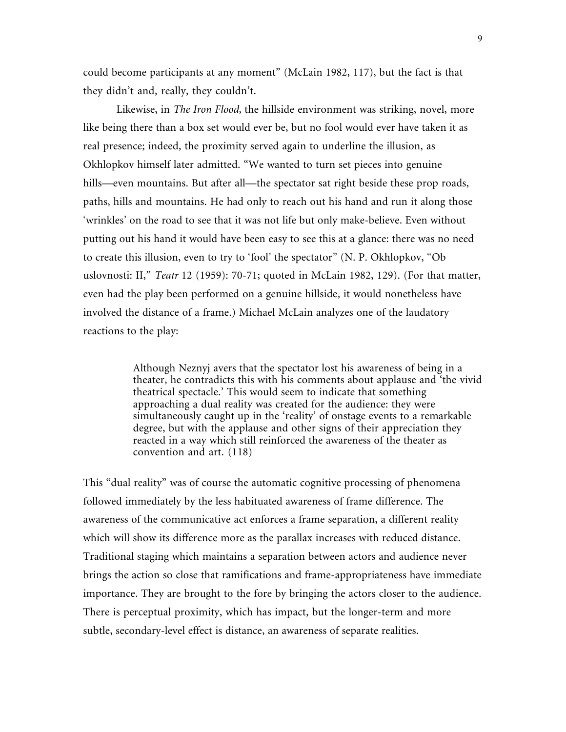could become participants at any moment" (McLain 1982, 117), but the fact is that they didn't and, really, they couldn't.

Likewise, in *The Iron Flood,* the hillside environment was striking, novel, more like being there than a box set would ever be, but no fool would ever have taken it as real presence; indeed, the proximity served again to underline the illusion, as Okhlopkov himself later admitted. "We wanted to turn set pieces into genuine hills—even mountains. But after all—the spectator sat right beside these prop roads, paths, hills and mountains. He had only to reach out his hand and run it along those 'wrinkles' on the road to see that it was not life but only make-believe. Even without putting out his hand it would have been easy to see this at a glance: there was no need to create this illusion, even to try to 'fool' the spectator" (N. P. Okhlopkov, "Ob uslovnosti: II," *Teatr* 12 (1959): 70-71; quoted in McLain 1982, 129). (For that matter, even had the play been performed on a genuine hillside, it would nonetheless have involved the distance of a frame.) Michael McLain analyzes one of the laudatory reactions to the play:

> Although Neznyj avers that the spectator lost his awareness of being in a theater, he contradicts this with his comments about applause and 'the vivid theatrical spectacle.' This would seem to indicate that something approaching a dual reality was created for the audience: they were simultaneously caught up in the 'reality' of onstage events to a remarkable degree, but with the applause and other signs of their appreciation they reacted in a way which still reinforced the awareness of the theater as convention and art. (118)

This "dual reality" was of course the automatic cognitive processing of phenomena followed immediately by the less habituated awareness of frame difference. The awareness of the communicative act enforces a frame separation, a different reality which will show its difference more as the parallax increases with reduced distance. Traditional staging which maintains a separation between actors and audience never brings the action so close that ramifications and frame-appropriateness have immediate importance. They are brought to the fore by bringing the actors closer to the audience. There is perceptual proximity, which has impact, but the longer-term and more subtle, secondary-level effect is distance, an awareness of separate realities.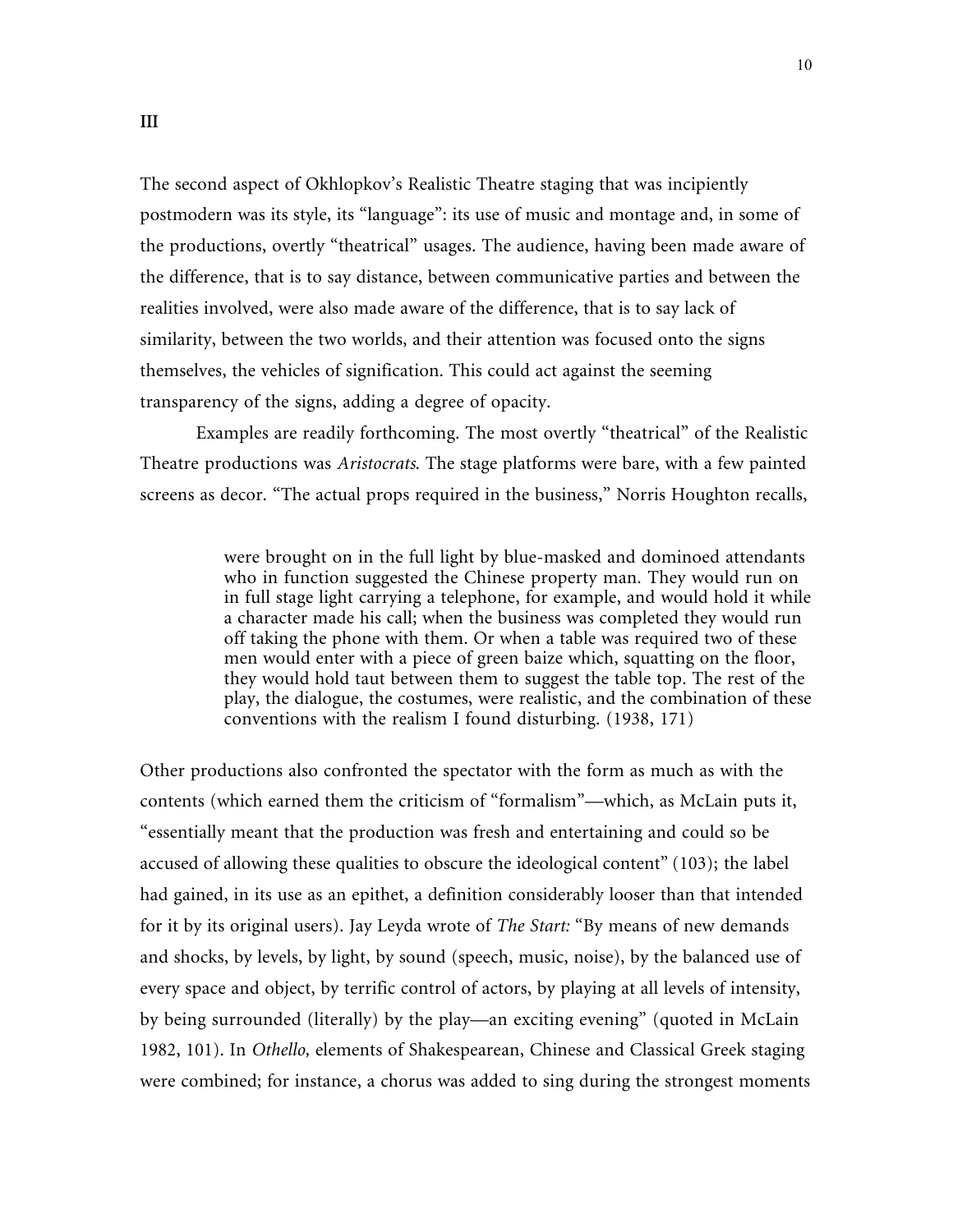## III

The second aspect of Okhlopkov's Realistic Theatre staging that was incipiently postmodern was its style, its "language": its use of music and montage and, in some of the productions, overtly "theatrical" usages. The audience, having been made aware of the difference, that is to say distance, between communicative parties and between the realities involved, were also made aware of the difference, that is to say lack of similarity, between the two worlds, and their attention was focused onto the signs themselves, the vehicles of signification. This could act against the seeming transparency of the signs, adding a degree of opacity.

Examples are readily forthcoming. The most overtly "theatrical" of the Realistic Theatre productions was *Aristocrats*. The stage platforms were bare, with a few painted screens as decor. "The actual props required in the business," Norris Houghton recalls,

> were brought on in the full light by blue-masked and dominoed attendants who in function suggested the Chinese property man. They would run on in full stage light carrying a telephone, for example, and would hold it while a character made his call; when the business was completed they would run off taking the phone with them. Or when a table was required two of these men would enter with a piece of green baize which, squatting on the floor, they would hold taut between them to suggest the table top. The rest of the play, the dialogue, the costumes, were realistic, and the combination of these conventions with the realism I found disturbing. (1938, 171)

Other productions also confronted the spectator with the form as much as with the contents (which earned them the criticism of "formalism"—which, as McLain puts it, "essentially meant that the production was fresh and entertaining and could so be accused of allowing these qualities to obscure the ideological content" (103); the label had gained, in its use as an epithet, a definition considerably looser than that intended for it by its original users). Jay Leyda wrote of *The Start:* "By means of new demands and shocks, by levels, by light, by sound (speech, music, noise), by the balanced use of every space and object, by terrific control of actors, by playing at all levels of intensity, by being surrounded (literally) by the play—an exciting evening" (quoted in McLain 1982, 101). In *Othello,* elements of Shakespearean, Chinese and Classical Greek staging were combined; for instance, a chorus was added to sing during the strongest moments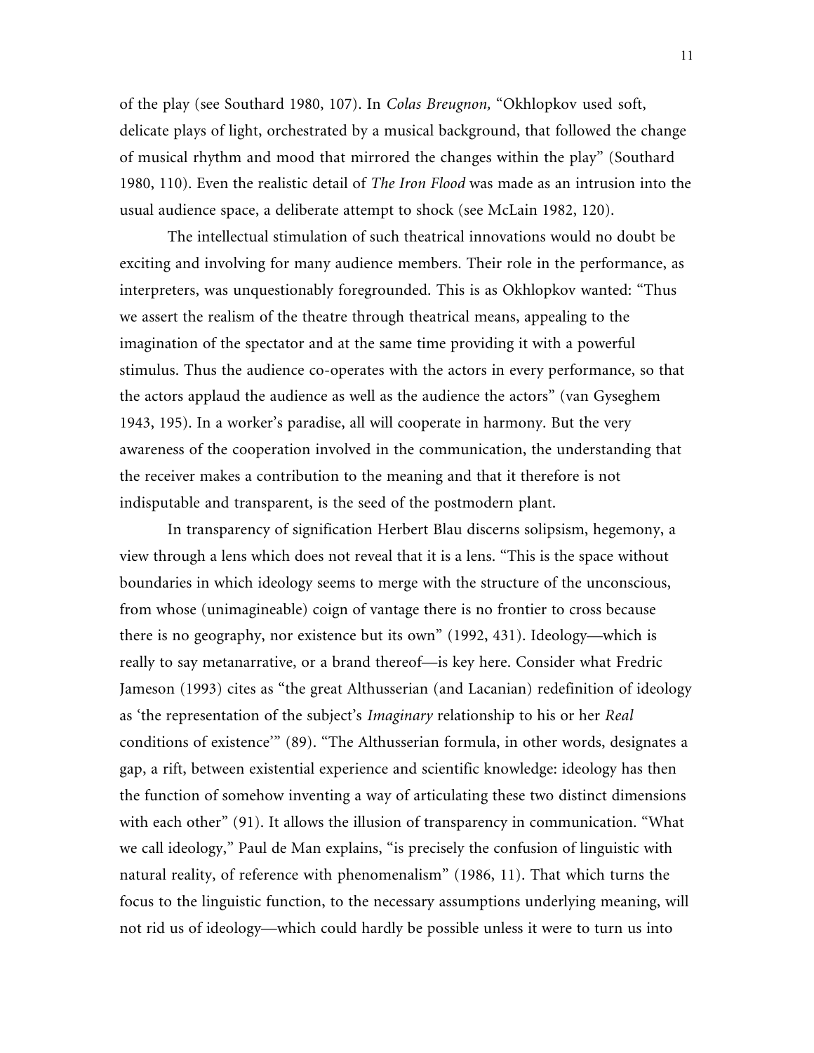of the play (see Southard 1980, 107). In *Colas Breugnon,* "Okhlopkov used soft, delicate plays of light, orchestrated by a musical background, that followed the change of musical rhythm and mood that mirrored the changes within the play" (Southard 1980, 110). Even the realistic detail of *The Iron Flood* was made as an intrusion into the usual audience space, a deliberate attempt to shock (see McLain 1982, 120).

The intellectual stimulation of such theatrical innovations would no doubt be exciting and involving for many audience members. Their role in the performance, as interpreters, was unquestionably foregrounded. This is as Okhlopkov wanted: "Thus we assert the realism of the theatre through theatrical means, appealing to the imagination of the spectator and at the same time providing it with a powerful stimulus. Thus the audience co-operates with the actors in every performance, so that the actors applaud the audience as well as the audience the actors" (van Gyseghem 1943, 195). In a worker's paradise, all will cooperate in harmony. But the very awareness of the cooperation involved in the communication, the understanding that the receiver makes a contribution to the meaning and that it therefore is not indisputable and transparent, is the seed of the postmodern plant.

In transparency of signification Herbert Blau discerns solipsism, hegemony, a view through a lens which does not reveal that it is a lens. "This is the space without boundaries in which ideology seems to merge with the structure of the unconscious, from whose (unimagineable) coign of vantage there is no frontier to cross because there is no geography, nor existence but its own" (1992, 431). Ideology—which is really to say metanarrative, or a brand thereof—is key here. Consider what Fredric Jameson (1993) cites as "the great Althusserian (and Lacanian) redefinition of ideology as 'the representation of the subject's *Imaginary* relationship to his or her *Real* conditions of existence'" (89). "The Althusserian formula, in other words, designates a gap, a rift, between existential experience and scientific knowledge: ideology has then the function of somehow inventing a way of articulating these two distinct dimensions with each other" (91). It allows the illusion of transparency in communication. "What we call ideology," Paul de Man explains, "is precisely the confusion of linguistic with natural reality, of reference with phenomenalism" (1986, 11). That which turns the focus to the linguistic function, to the necessary assumptions underlying meaning, will not rid us of ideology—which could hardly be possible unless it were to turn us into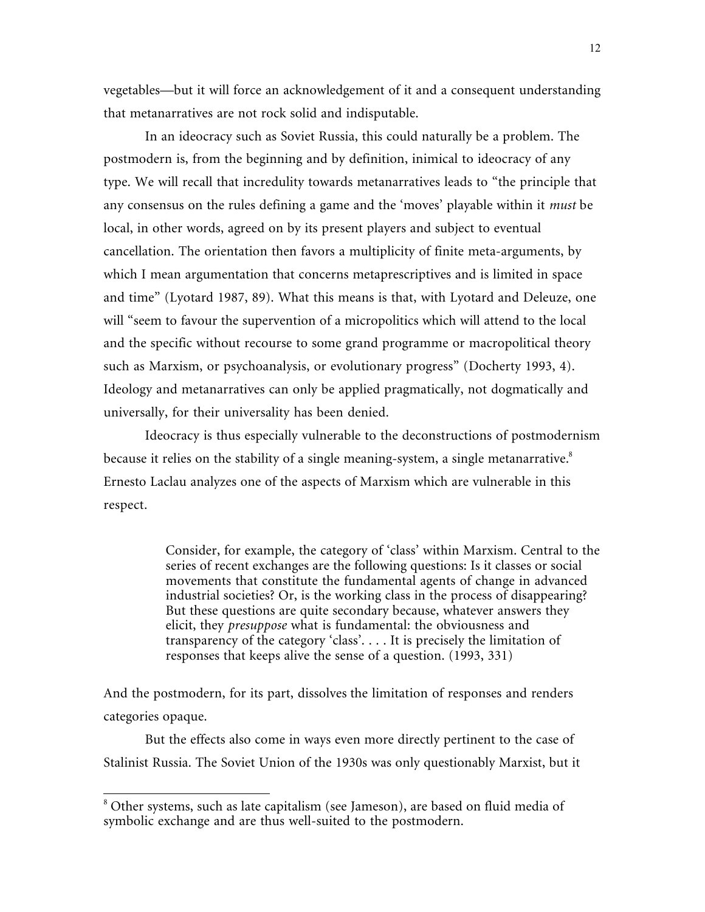vegetables—but it will force an acknowledgement of it and a consequent understanding that metanarratives are not rock solid and indisputable.

In an ideocracy such as Soviet Russia, this could naturally be a problem. The postmodern is, from the beginning and by definition, inimical to ideocracy of any type. We will recall that incredulity towards metanarratives leads to "the principle that any consensus on the rules defining a game and the 'moves' playable within it *must* be local, in other words, agreed on by its present players and subject to eventual cancellation. The orientation then favors a multiplicity of finite meta-arguments, by which I mean argumentation that concerns metaprescriptives and is limited in space and time" (Lyotard 1987, 89). What this means is that, with Lyotard and Deleuze, one will "seem to favour the supervention of a micropolitics which will attend to the local and the specific without recourse to some grand programme or macropolitical theory such as Marxism, or psychoanalysis, or evolutionary progress" (Docherty 1993, 4). Ideology and metanarratives can only be applied pragmatically, not dogmatically and universally, for their universality has been denied.

Ideocracy is thus especially vulnerable to the deconstructions of postmodernism because it relies on the stability of a single meaning-system, a single metanarrative.[8] Ernesto Laclau analyzes one of the aspects of Marxism which are vulnerable in this respect.

> Consider, for example, the category of 'class' within Marxism. Central to the series of recent exchanges are the following questions: Is it classes or social movements that constitute the fundamental agents of change in advanced industrial societies? Or, is the working class in the process of disappearing? But these questions are quite secondary because, whatever answers they elicit, they *presuppose* what is fundamental: the obviousness and transparency of the category 'class'. . . . It is precisely the limitation of responses that keeps alive the sense of a question. (1993, 331)

And the postmodern, for its part, dissolves the limitation of responses and renders categories opaque.

But the effects also come in ways even more directly pertinent to the case of Stalinist Russia. The Soviet Union of the 1930s was only questionably Marxist, but it

---

[8] Other systems, such as late capitalism (see Jameson), are based on fluid media of symbolic exchange and are thus well-suited to the postmodern.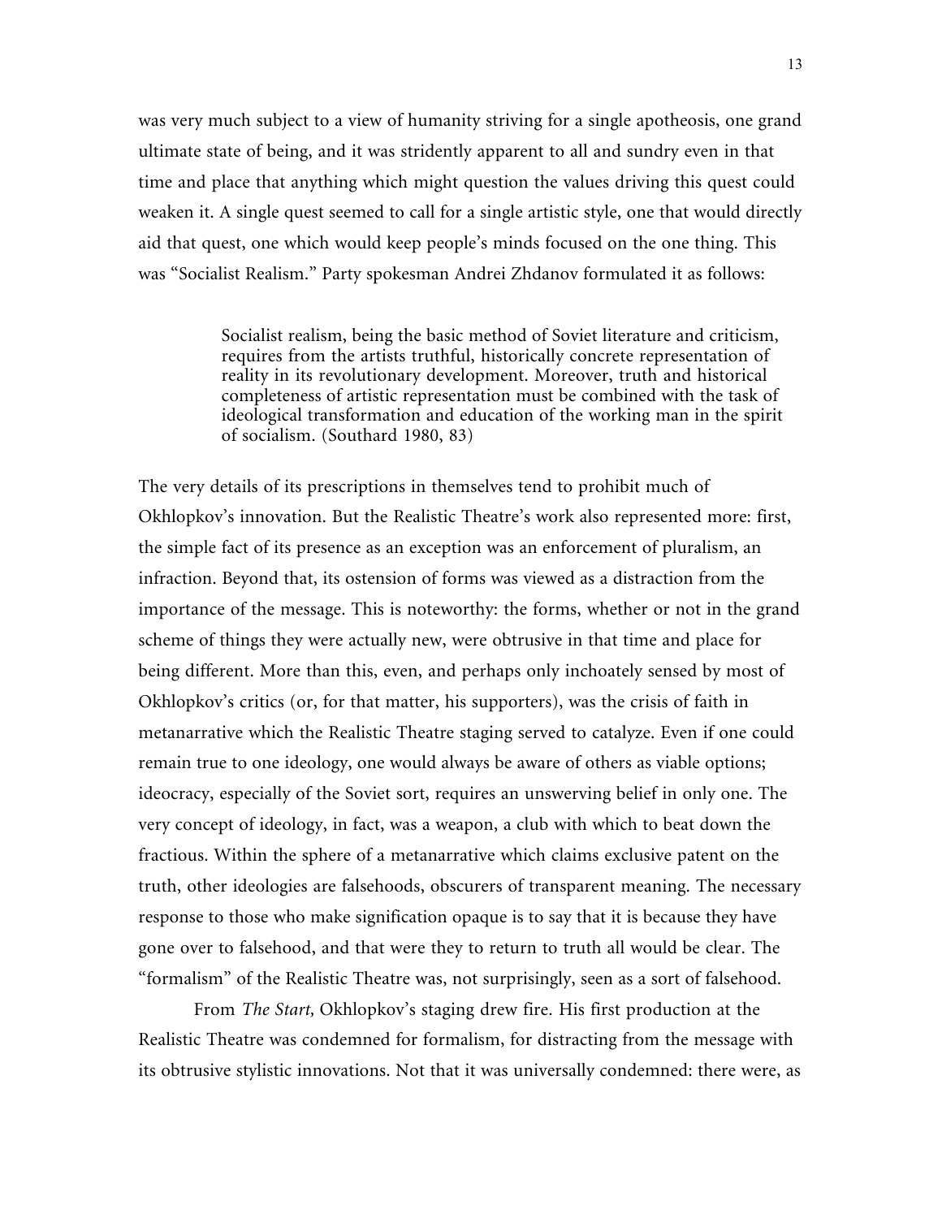was very much subject to a view of humanity striving for a single apotheosis, one grand ultimate state of being, and it was stridently apparent to all and sundry even in that time and place that anything which might question the values driving this quest could weaken it. A single quest seemed to call for a single artistic style, one that would directly aid that quest, one which would keep people's minds focused on the one thing. This was "Socialist Realism." Party spokesman Andrei Zhdanov formulated it as follows:

> Socialist realism, being the basic method of Soviet literature and criticism, requires from the artists truthful, historically concrete representation of reality in its revolutionary development. Moreover, truth and historical completeness of artistic representation must be combined with the task of ideological transformation and education of the working man in the spirit of socialism. (Southard 1980, 83)

The very details of its prescriptions in themselves tend to prohibit much of Okhlopkov's innovation. But the Realistic Theatre's work also represented more: first, the simple fact of its presence as an exception was an enforcement of pluralism, an infraction. Beyond that, its ostension of forms was viewed as a distraction from the importance of the message. This is noteworthy: the forms, whether or not in the grand scheme of things they were actually new, were obtrusive in that time and place for being different. More than this, even, and perhaps only inchoately sensed by most of Okhlopkov's critics (or, for that matter, his supporters), was the crisis of faith in metanarrative which the Realistic Theatre staging served to catalyze. Even if one could remain true to one ideology, one would always be aware of others as viable options; ideocracy, especially of the Soviet sort, requires an unswerving belief in only one. The very concept of ideology, in fact, was a weapon, a club with which to beat down the fractious. Within the sphere of a metanarrative which claims exclusive patent on the truth, other ideologies are falsehoods, obscurers of transparent meaning. The necessary response to those who make signification opaque is to say that it is because they have gone over to falsehood, and that were they to return to truth all would be clear. The "formalism" of the Realistic Theatre was, not surprisingly, seen as a sort of falsehood.

From *The Start,* Okhlopkov's staging drew fire. His first production at the Realistic Theatre was condemned for formalism, for distracting from the message with its obtrusive stylistic innovations. Not that it was universally condemned: there were, as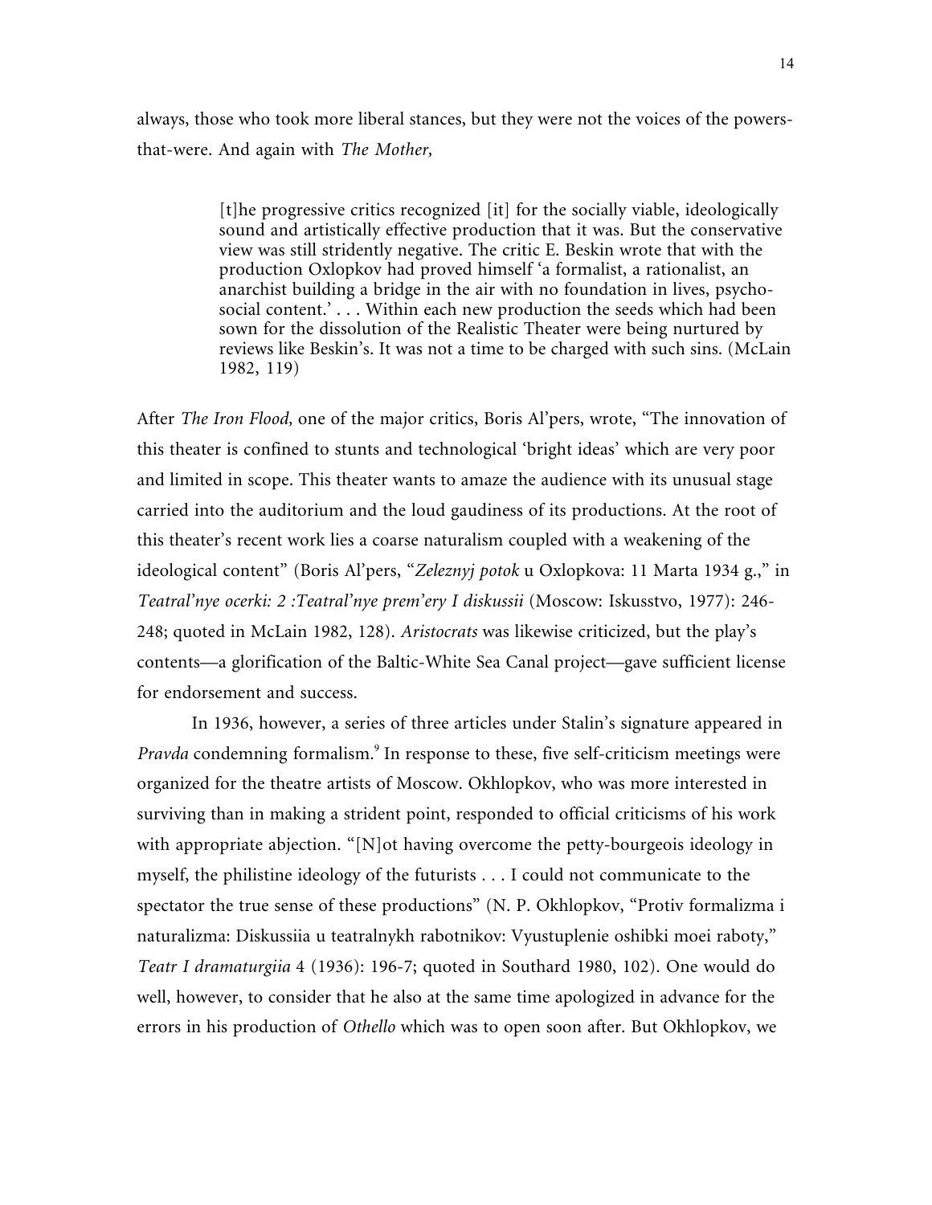always, those who took more liberal stances, but they were not the voices of the powers-that-were. And again with *The Mother,*

> [t]he progressive critics recognized [it] for the socially viable, ideologically sound and artistically effective production that it was. But the conservative view was still stridently negative. The critic E. Beskin wrote that with the production Oxlopkov had proved himself 'a formalist, a rationalist, an anarchist building a bridge in the air with no foundation in lives, psycho-social content.' . . . Within each new production the seeds which had been sown for the dissolution of the Realistic Theater were being nurtured by reviews like Beskin's. It was not a time to be charged with such sins. (McLain 1982, 119)

After *The Iron Flood,* one of the major critics, Boris Al'pers, wrote, "The innovation of this theater is confined to stunts and technological 'bright ideas' which are very poor and limited in scope. This theater wants to amaze the audience with its unusual stage carried into the auditorium and the loud gaudiness of its productions. At the root of this theater's recent work lies a coarse naturalism coupled with a weakening of the ideological content" (Boris Al'pers, "*Zeleznyj potok* u Oxlopkova: 11 Marta 1934 g.," in *Teatral'nye ocerki: 2 :Teatral'nye prem'ery I diskussii* (Moscow: Iskusstvo, 1977): 246-248; quoted in McLain 1982, 128). *Aristocrats* was likewise criticized, but the play's contents—a glorification of the Baltic-White Sea Canal project—gave sufficient license for endorsement and success.

In 1936, however, a series of three articles under Stalin's signature appeared in *Pravda* condemning formalism.[9] In response to these, five self-criticism meetings were organized for the theatre artists of Moscow. Okhlopkov, who was more interested in surviving than in making a strident point, responded to official criticisms of his work with appropriate abjection. "[N]ot having overcome the petty-bourgeois ideology in myself, the philistine ideology of the futurists . . . I could not communicate to the spectator the true sense of these productions" (N. P. Okhlopkov, "Protiv formalizma i naturalizma: Diskussiia u teatralnykh rabotnikov: Vyustuplenie oshibki moei raboty," *Teatr I dramaturgiia* 4 (1936): 196-7; quoted in Southard 1980, 102). One would do well, however, to consider that he also at the same time apologized in advance for the errors in his production of *Othello* which was to open soon after. But Okhlopkov, we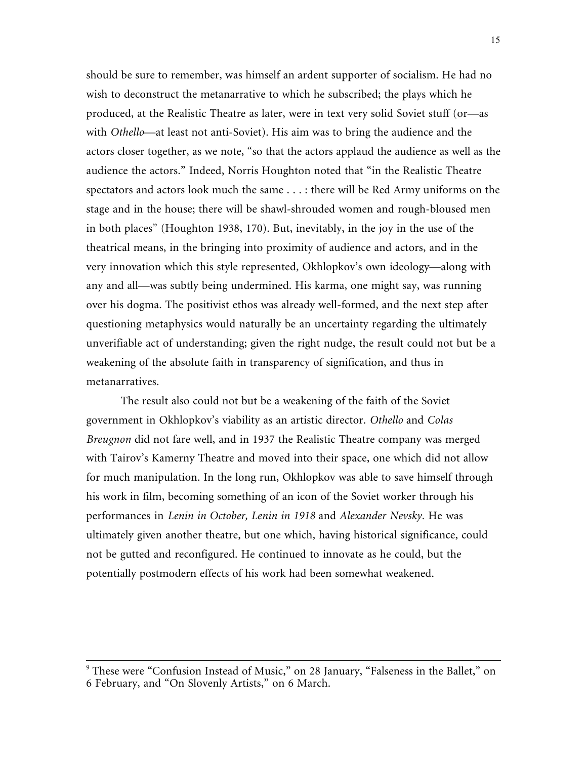should be sure to remember, was himself an ardent supporter of socialism. He had no wish to deconstruct the metanarrative to which he subscribed; the plays which he produced, at the Realistic Theatre as later, were in text very solid Soviet stuff (or—as with *Othello*—at least not anti-Soviet). His aim was to bring the audience and the actors closer together, as we note, "so that the actors applaud the audience as well as the audience the actors." Indeed, Norris Houghton noted that "in the Realistic Theatre spectators and actors look much the same . . . : there will be Red Army uniforms on the stage and in the house; there will be shawl-shrouded women and rough-bloused men in both places" (Houghton 1938, 170). But, inevitably, in the joy in the use of the theatrical means, in the bringing into proximity of audience and actors, and in the very innovation which this style represented, Okhlopkov's own ideology—along with any and all—was subtly being undermined. His karma, one might say, was running over his dogma. The positivist ethos was already well-formed, and the next step after questioning metaphysics would naturally be an uncertainty regarding the ultimately unverifiable act of understanding; given the right nudge, the result could not but be a weakening of the absolute faith in transparency of signification, and thus in metanarratives.

The result also could not but be a weakening of the faith of the Soviet government in Okhlopkov's viability as an artistic director. *Othello* and *Colas Breugnon* did not fare well, and in 1937 the Realistic Theatre company was merged with Tairov's Kamerny Theatre and moved into their space, one which did not allow for much manipulation. In the long run, Okhlopkov was able to save himself through his work in film, becoming something of an icon of the Soviet worker through his performances in *Lenin in October, Lenin in 1918* and *Alexander Nevsky*. He was ultimately given another theatre, but one which, having historical significance, could not be gutted and reconfigured. He continued to innovate as he could, but the potentially postmodern effects of his work had been somewhat weakened.

---

[9] These were "Confusion Instead of Music," on 28 January, "Falseness in the Ballet," on 6 February, and "On Slovenly Artists," on 6 March.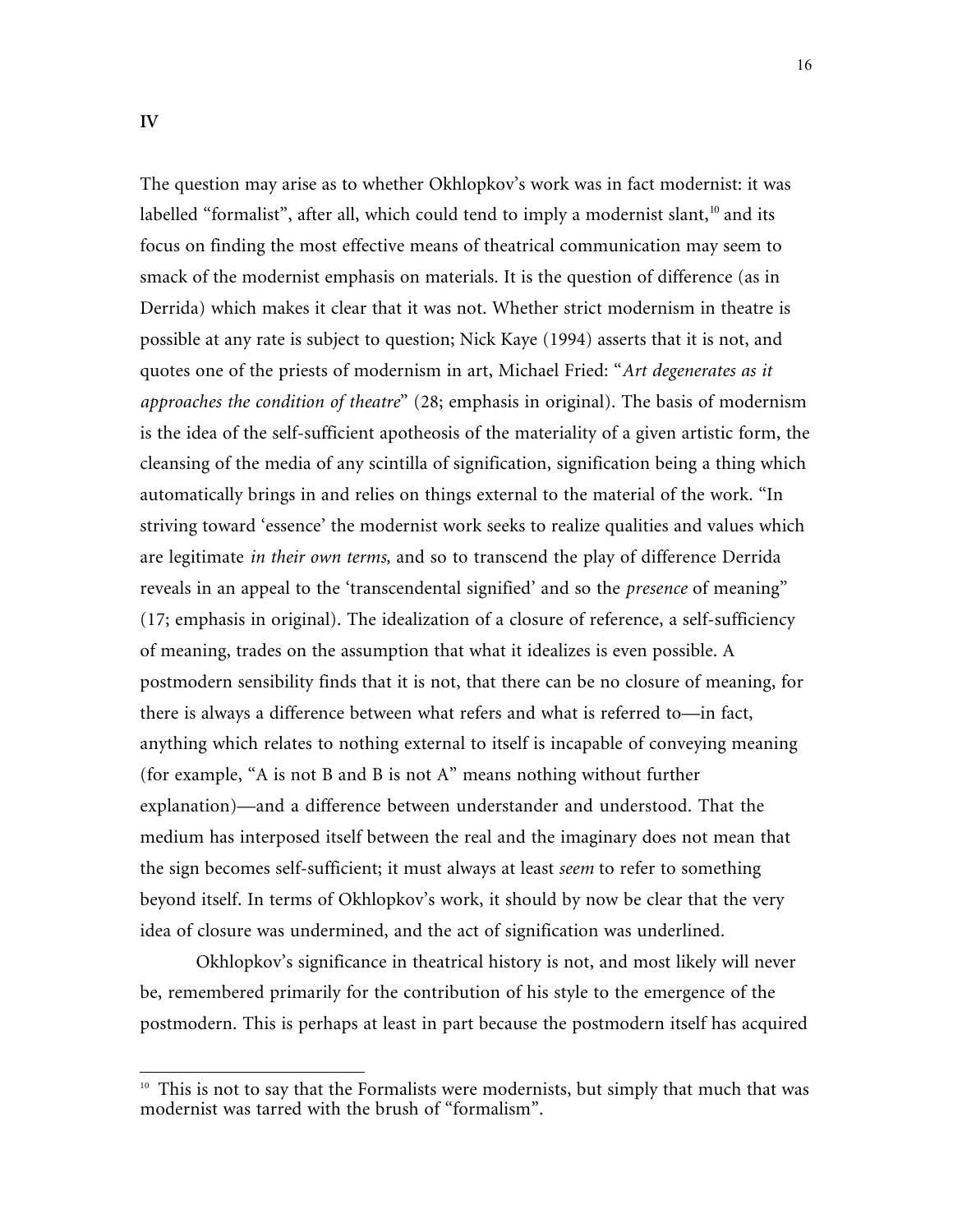**IV**

The question may arise as to whether Okhlopkov's work was in fact modernist: it was labelled "formalist", after all, which could tend to imply a modernist slant,[10] and its focus on finding the most effective means of theatrical communication may seem to smack of the modernist emphasis on materials. It is the question of difference (as in Derrida) which makes it clear that it was not. Whether strict modernism in theatre is possible at any rate is subject to question; Nick Kaye (1994) asserts that it is not, and quotes one of the priests of modernism in art, Michael Fried: "*Art degenerates as it approaches the condition of theatre*" (28; emphasis in original). The basis of modernism is the idea of the self-sufficient apotheosis of the materiality of a given artistic form, the cleansing of the media of any scintilla of signification, signification being a thing which automatically brings in and relies on things external to the material of the work. "In striving toward 'essence' the modernist work seeks to realize qualities and values which are legitimate *in their own terms,* and so to transcend the play of difference Derrida reveals in an appeal to the 'transcendental signified' and so the *presence* of meaning" (17; emphasis in original). The idealization of a closure of reference, a self-sufficiency of meaning, trades on the assumption that what it idealizes is even possible. A postmodern sensibility finds that it is not, that there can be no closure of meaning, for there is always a difference between what refers and what is referred to—in fact, anything which relates to nothing external to itself is incapable of conveying meaning (for example, "A is not B and B is not A" means nothing without further explanation)—and a difference between understander and understood. That the medium has interposed itself between the real and the imaginary does not mean that the sign becomes self-sufficient; it must always at least *seem* to refer to something beyond itself. In terms of Okhlopkov's work, it should by now be clear that the very idea of closure was undermined, and the act of signification was underlined.

Okhlopkov's significance in theatrical history is not, and most likely will never be, remembered primarily for the contribution of his style to the emergence of the postmodern. This is perhaps at least in part because the postmodern itself has acquired

[10] This is not to say that the Formalists were modernists, but simply that much that was modernist was tarred with the brush of "formalism".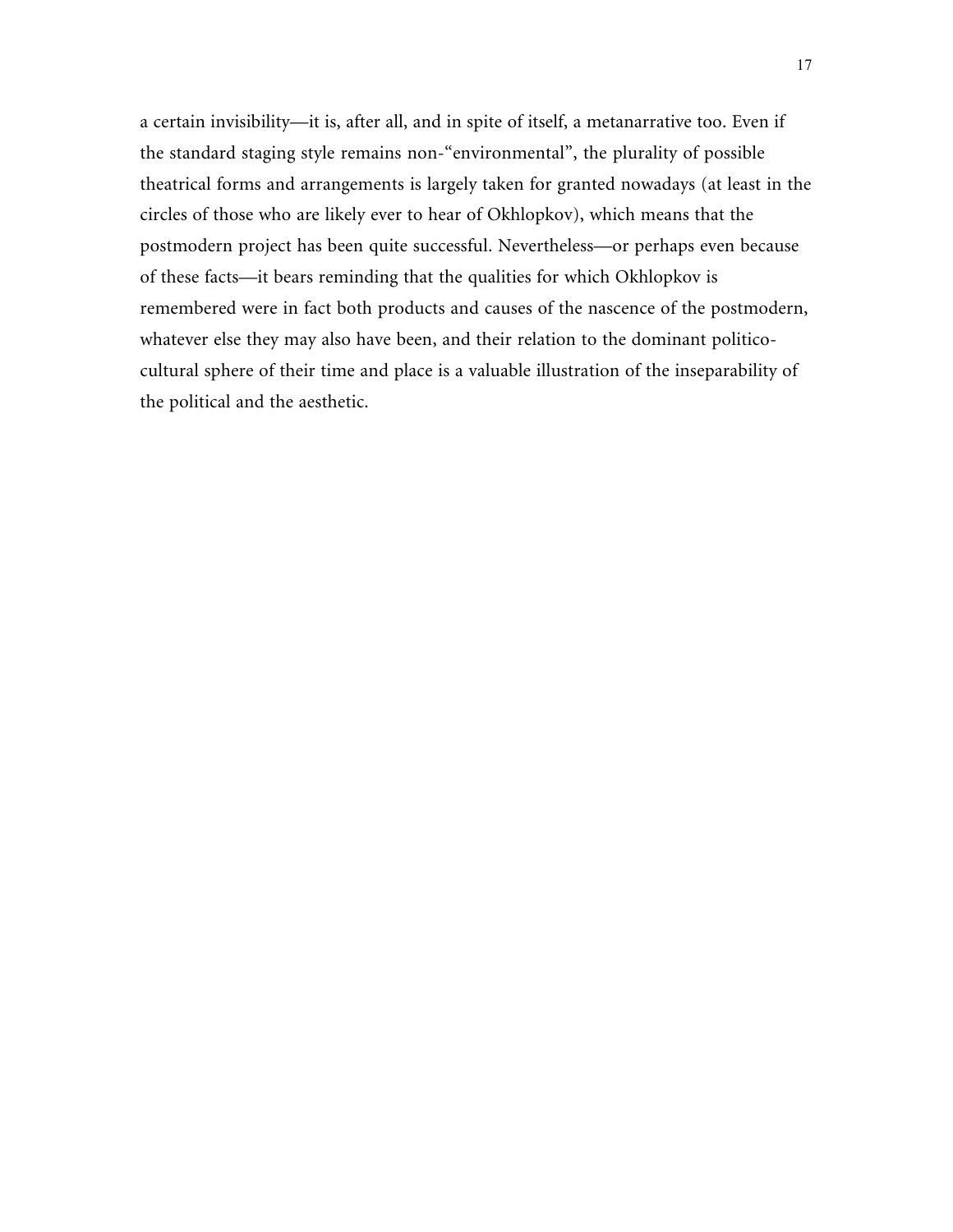a certain invisibility—it is, after all, and in spite of itself, a metanarrative too. Even if the standard staging style remains non-"environmental", the plurality of possible theatrical forms and arrangements is largely taken for granted nowadays (at least in the circles of those who are likely ever to hear of Okhlopkov), which means that the postmodern project has been quite successful. Nevertheless—or perhaps even because of these facts—it bears reminding that the qualities for which Okhlopkov is remembered were in fact both products and causes of the nascence of the postmodern, whatever else they may also have been, and their relation to the dominant politico-cultural sphere of their time and place is a valuable illustration of the inseparability of the political and the aesthetic.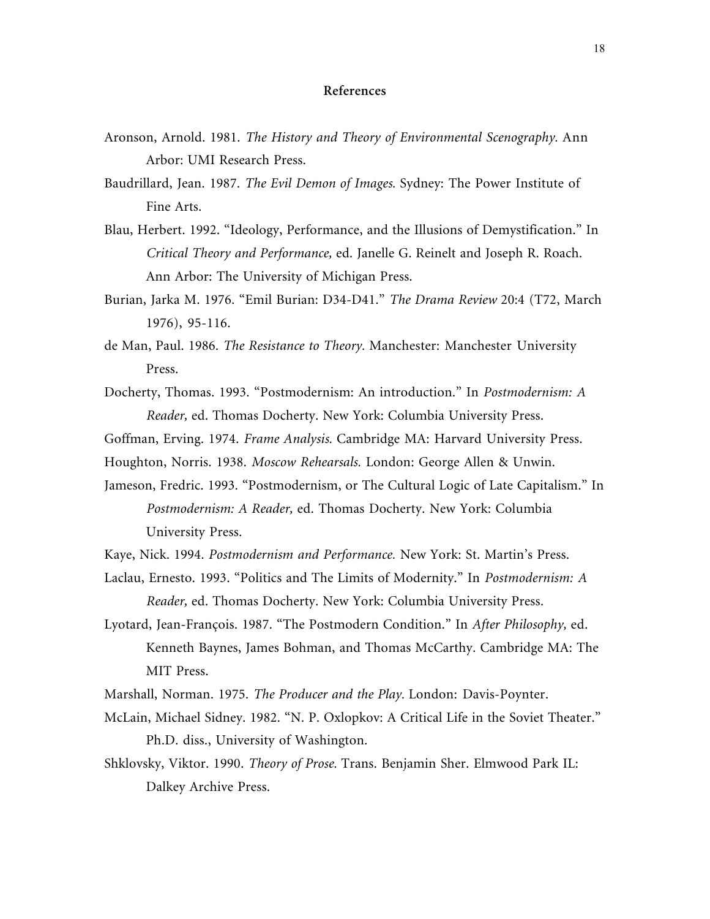## References

Aronson, Arnold. 1981. *The History and Theory of Environmental Scenography.* Ann Arbor: UMI Research Press.

Baudrillard, Jean. 1987. *The Evil Demon of Images.* Sydney: The Power Institute of Fine Arts.

Blau, Herbert. 1992. "Ideology, Performance, and the Illusions of Demystification." In *Critical Theory and Performance,* ed. Janelle G. Reinelt and Joseph R. Roach. Ann Arbor: The University of Michigan Press.

Burian, Jarka M. 1976. "Emil Burian: D34-D41." *The Drama Review* 20:4 (T72, March 1976), 95-116.

de Man, Paul. 1986. *The Resistance to Theory.* Manchester: Manchester University Press.

Docherty, Thomas. 1993. "Postmodernism: An introduction." In *Postmodernism: A Reader,* ed. Thomas Docherty. New York: Columbia University Press.

Goffman, Erving. 1974. *Frame Analysis.* Cambridge MA: Harvard University Press.

Houghton, Norris. 1938. *Moscow Rehearsals.* London: George Allen & Unwin.

Jameson, Fredric. 1993. "Postmodernism, or The Cultural Logic of Late Capitalism." In *Postmodernism: A Reader,* ed. Thomas Docherty. New York: Columbia University Press.

Kaye, Nick. 1994. *Postmodernism and Performance.* New York: St. Martin's Press.

Laclau, Ernesto. 1993. "Politics and The Limits of Modernity." In *Postmodernism: A Reader,* ed. Thomas Docherty. New York: Columbia University Press.

Lyotard, Jean-François. 1987. "The Postmodern Condition." In *After Philosophy,* ed. Kenneth Baynes, James Bohman, and Thomas McCarthy. Cambridge MA: The MIT Press.

Marshall, Norman. 1975. *The Producer and the Play.* London: Davis-Poynter.

McLain, Michael Sidney. 1982. "N. P. Oxlopkov: A Critical Life in the Soviet Theater." Ph.D. diss., University of Washington.

Shklovsky, Viktor. 1990. *Theory of Prose.* Trans. Benjamin Sher. Elmwood Park IL: Dalkey Archive Press.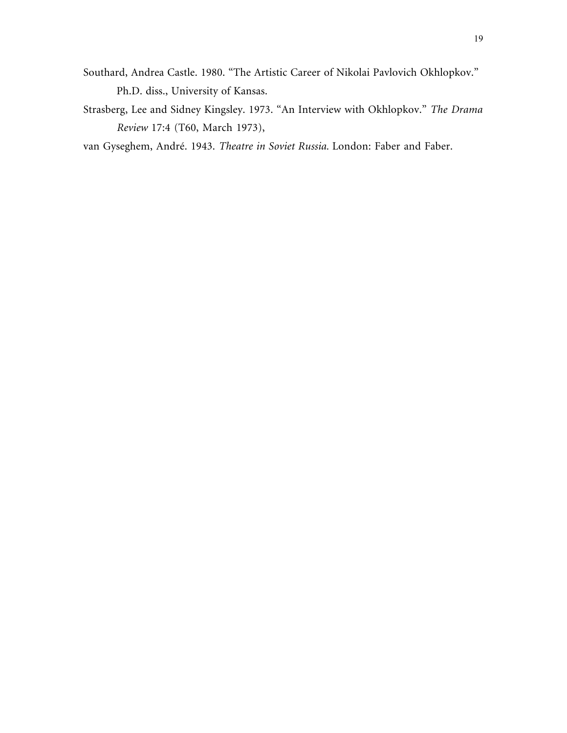Southard, Andrea Castle. 1980. "The Artistic Career of Nikolai Pavlovich Okhlopkov." Ph.D. diss., University of Kansas.

Strasberg, Lee and Sidney Kingsley. 1973. "An Interview with Okhlopkov." *The Drama Review* 17:4 (T60, March 1973),

van Gyseghem, André. 1943. *Theatre in Soviet Russia.* London: Faber and Faber.